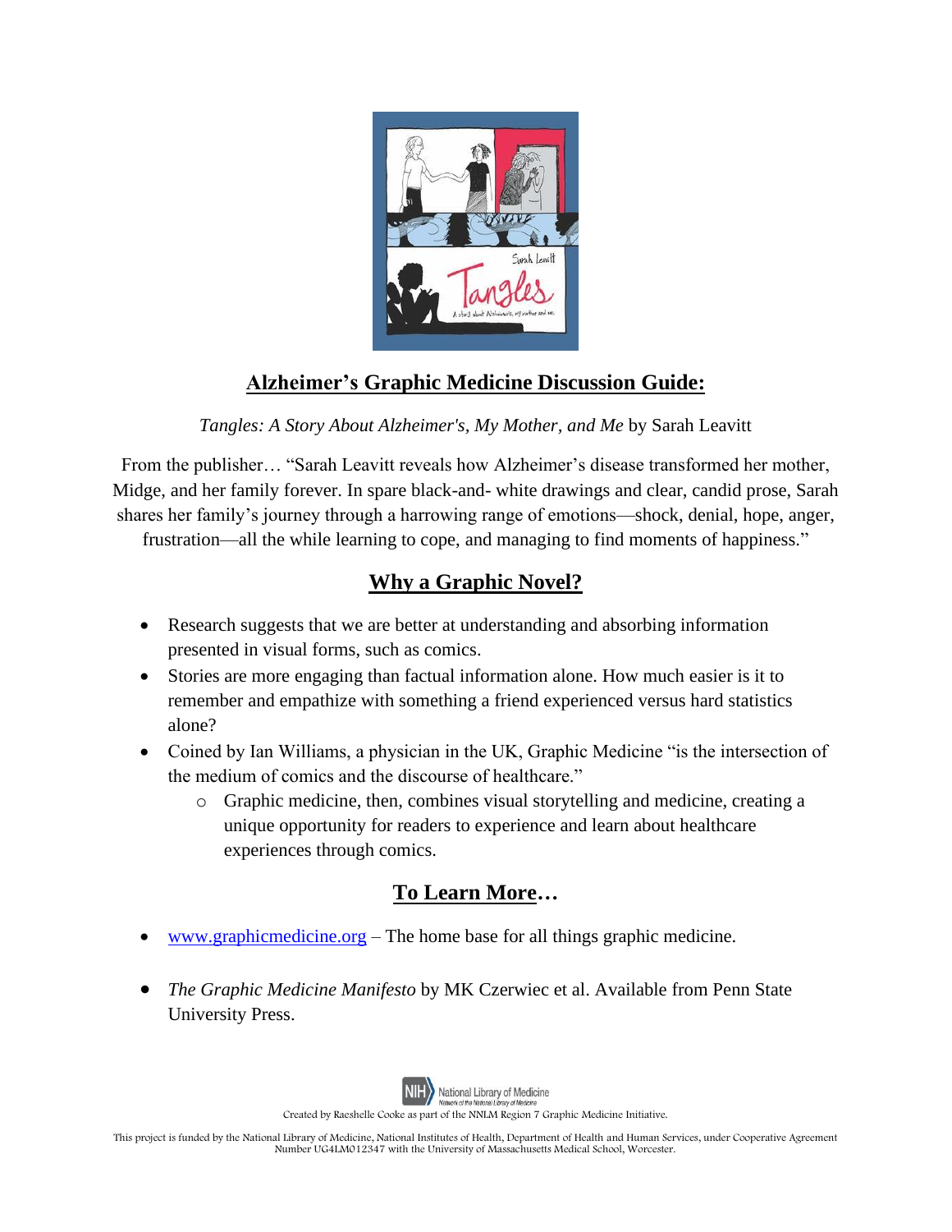## Alzheimer's Graphic Medicine Discussion Guide:

*Tangles: A Story About Alzheimer's, My Mother, and Me* by Sarah Leavitt

From the publisher… "Sarah Leavitt reveals how Alzheimer's disease transformed her mother, Midge, and her family forever. In spare black-and- white drawings and clear, candid prose, Sarah shares her family's journey through a harrowing range of emotions—shock, denial, hope, anger, frustration—all the while learning to cope, and managing to find moments of happiness."

## Why a Graphic Novel?

- Research suggests that we are better at understanding and absorbing information presented in visual forms, such as comics.
- Stories are more engaging than factual information alone. How much easier is it to remember and empathize with something a friend experienced versus hard statistics alone?
- Coined by Ian Williams, a physician in the UK, Graphic Medicine "is the intersection of the medium of comics and the discourse of healthcare."
  - Graphic medicine, then, combines visual storytelling and medicine, creating a unique opportunity for readers to experience and learn about healthcare experiences through comics.

## To Learn More…

- www.graphicmedicine.org – The home base for all things graphic medicine.
- *The Graphic Medicine Manifesto* by MK Czerwiec et al. Available from Penn State University Press.

Created by Raeshelle Cooke as part of the NNLM Region 7 Graphic Medicine Initiative.

This project is funded by the National Library of Medicine, National Institutes of Health, Department of Health and Human Services, under Cooperative Agreement Number UG4LM012347 with the University of Massachusetts Medical School, Worcester.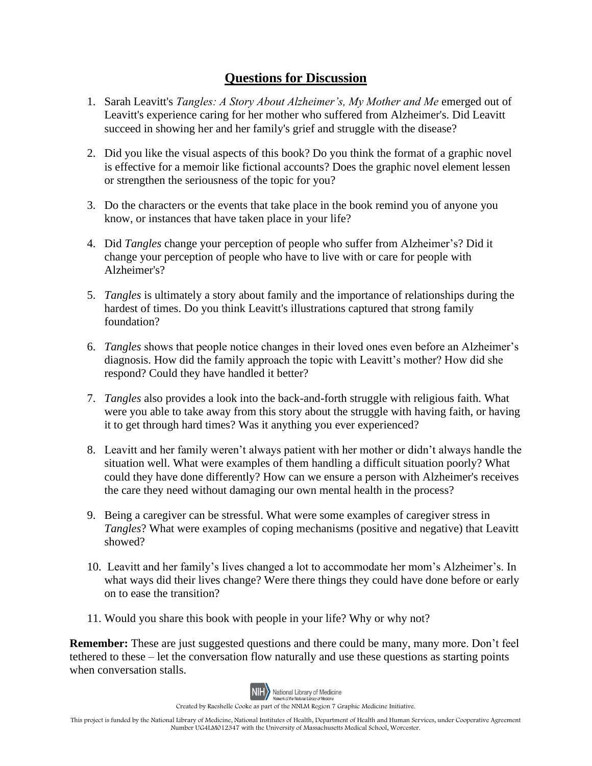## Questions for Discussion

1. Sarah Leavitt's *Tangles: A Story About Alzheimer's, My Mother and Me* emerged out of Leavitt's experience caring for her mother who suffered from Alzheimer's. Did Leavitt succeed in showing her and her family's grief and struggle with the disease?

2. Did you like the visual aspects of this book? Do you think the format of a graphic novel is effective for a memoir like fictional accounts? Does the graphic novel element lessen or strengthen the seriousness of the topic for you?

3. Do the characters or the events that take place in the book remind you of anyone you know, or instances that have taken place in your life?

4. Did *Tangles* change your perception of people who suffer from Alzheimer's? Did it change your perception of people who have to live with or care for people with Alzheimer's?

5. *Tangles* is ultimately a story about family and the importance of relationships during the hardest of times. Do you think Leavitt's illustrations captured that strong family foundation?

6. *Tangles* shows that people notice changes in their loved ones even before an Alzheimer's diagnosis. How did the family approach the topic with Leavitt's mother? How did she respond? Could they have handled it better?

7. *Tangles* also provides a look into the back-and-forth struggle with religious faith. What were you able to take away from this story about the struggle with having faith, or having it to get through hard times? Was it anything you ever experienced?

8. Leavitt and her family weren't always patient with her mother or didn't always handle the situation well. What were examples of them handling a difficult situation poorly? What could they have done differently? How can we ensure a person with Alzheimer's receives the care they need without damaging our own mental health in the process?

9. Being a caregiver can be stressful. What were some examples of caregiver stress in *Tangles*? What were examples of coping mechanisms (positive and negative) that Leavitt showed?

10. Leavitt and her family's lives changed a lot to accommodate her mom's Alzheimer's. In what ways did their lives change? Were there things they could have done before or early on to ease the transition?

11. Would you share this book with people in your life? Why or why not?

**Remember:** These are just suggested questions and there could be many, many more. Don't feel tethered to these – let the conversation flow naturally and use these questions as starting points when conversation stalls.

NIH National Library of Medicine
Network of the National Library of Medicine

Created by Raeshelle Cooke as part of the NNLM Region 7 Graphic Medicine Initiative.

This project is funded by the National Library of Medicine, National Institutes of Health, Department of Health and Human Services, under Cooperative Agreement Number UG4LM012347 with the University of Massachusetts Medical School, Worcester.